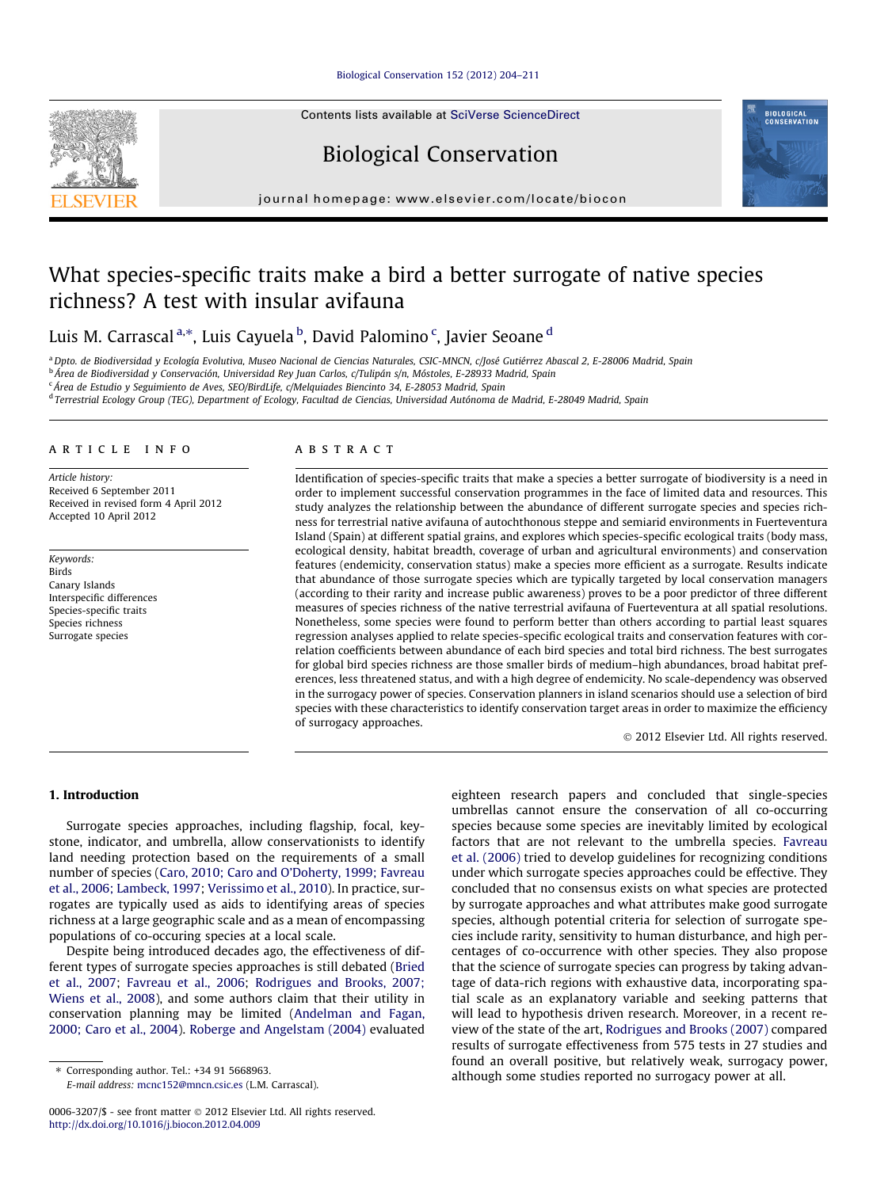# What species-specific traits make a bird a better surrogate of native species richness? A test with insular avifauna

Luis M. Carrascal [a,*], Luis Cayuela [b], David Palomino [c], Javier Seoane [d]

[a] Dpto. de Biodiversidad y Ecología Evolutiva, Museo Nacional de Ciencias Naturales, CSIC-MNCN, c/José Gutiérrez Abascal 2, E-28006 Madrid, Spain
[b] Área de Biodiversidad y Conservación, Universidad Rey Juan Carlos, c/Tulipán s/n, Móstoles, E-28933 Madrid, Spain
[c] Área de Estudio y Seguimiento de Aves, SEO/BirdLife, c/Melquiades Biencinto 34, E-28053 Madrid, Spain
[d] Terrestrial Ecology Group (TEG), Department of Ecology, Facultad de Ciencias, Universidad Autónoma de Madrid, E-28049 Madrid, Spain

## ARTICLE INFO

*Article history:*
Received 6 September 2011
Received in revised form 4 April 2012
Accepted 10 April 2012

*Keywords:*
Birds
Canary Islands
Interspecific differences
Species-specific traits
Species richness
Surrogate species

## ABSTRACT

Identification of species-specific traits that make a species a better surrogate of biodiversity is a need in order to implement successful conservation programmes in the face of limited data and resources. This study analyzes the relationship between the abundance of different surrogate species and species richness for terrestrial native avifauna of autochthonous steppe and semiarid environments in Fuerteventura Island (Spain) at different spatial grains, and explores which species-specific ecological traits (body mass, ecological density, habitat breadth, coverage of urban and agricultural environments) and conservation features (endemicity, conservation status) make a species more efficient as a surrogate. Results indicate that abundance of those surrogate species which are typically targeted by local conservation managers (according to their rarity and increase public awareness) proves to be a poor predictor of three different measures of species richness of the native terrestrial avifauna of Fuerteventura at all spatial resolutions. Nonetheless, some species were found to perform better than others according to partial least squares regression analyses applied to relate species-specific ecological traits and conservation features with correlation coefficients between abundance of each bird species and total bird richness. The best surrogates for global bird species richness are those smaller birds of medium–high abundances, broad habitat preferences, less threatened status, and with a high degree of endemicity. No scale-dependency was observed in the surrogacy power of species. Conservation planners in island scenarios should use a selection of bird species with these characteristics to identify conservation target areas in order to maximize the efficiency of surrogacy approaches.

© 2012 Elsevier Ltd. All rights reserved.

## 1. Introduction

Surrogate species approaches, including flagship, focal, keystone, indicator, and umbrella, allow conservationists to identify land needing protection based on the requirements of a small number of species (Caro, 2010; Caro and O'Doherty, 1999; Favreau et al., 2006; Lambeck, 1997; Verissimo et al., 2010). In practice, surrogates are typically used as aids to identifying areas of species richness at a large geographic scale and as a mean of encompassing populations of co-occuring species at a local scale.

Despite being introduced decades ago, the effectiveness of different types of surrogate species approaches is still debated (Bried et al., 2007; Favreau et al., 2006; Rodrigues and Brooks, 2007; Wiens et al., 2008), and some authors claim that their utility in conservation planning may be limited (Andelman and Fagan, 2000; Caro et al., 2004). Roberge and Angelstam (2004) evaluated eighteen research papers and concluded that single-species umbrellas cannot ensure the conservation of all co-occurring species because some species are inevitably limited by ecological factors that are not relevant to the umbrella species. Favreau et al. (2006) tried to develop guidelines for recognizing conditions under which surrogate species approaches could be effective. They concluded that no consensus exists on what species are protected by surrogate approaches and what attributes make good surrogate species, although potential criteria for selection of surrogate species include rarity, sensitivity to human disturbance, and high percentages of co-occurrence with other species. They also propose that the science of surrogate species can progress by taking advantage of data-rich regions with exhaustive data, incorporating spatial scale as an explanatory variable and seeking patterns that will lead to hypothesis driven research. Moreover, in a recent review of the state of the art, Rodrigues and Brooks (2007) compared results of surrogate effectiveness from 575 tests in 27 studies and found an overall positive, but relatively weak, surrogacy power, although some studies reported no surrogacy power at all.

* Corresponding author. Tel.: +34 91 5668963.
E-mail address: mcnc152@mncn.csic.es (L.M. Carrascal).

0006-3207/$ - see front matter © 2012 Elsevier Ltd. All rights reserved.
http://dx.doi.org/10.1016/j.biocon.2012.04.009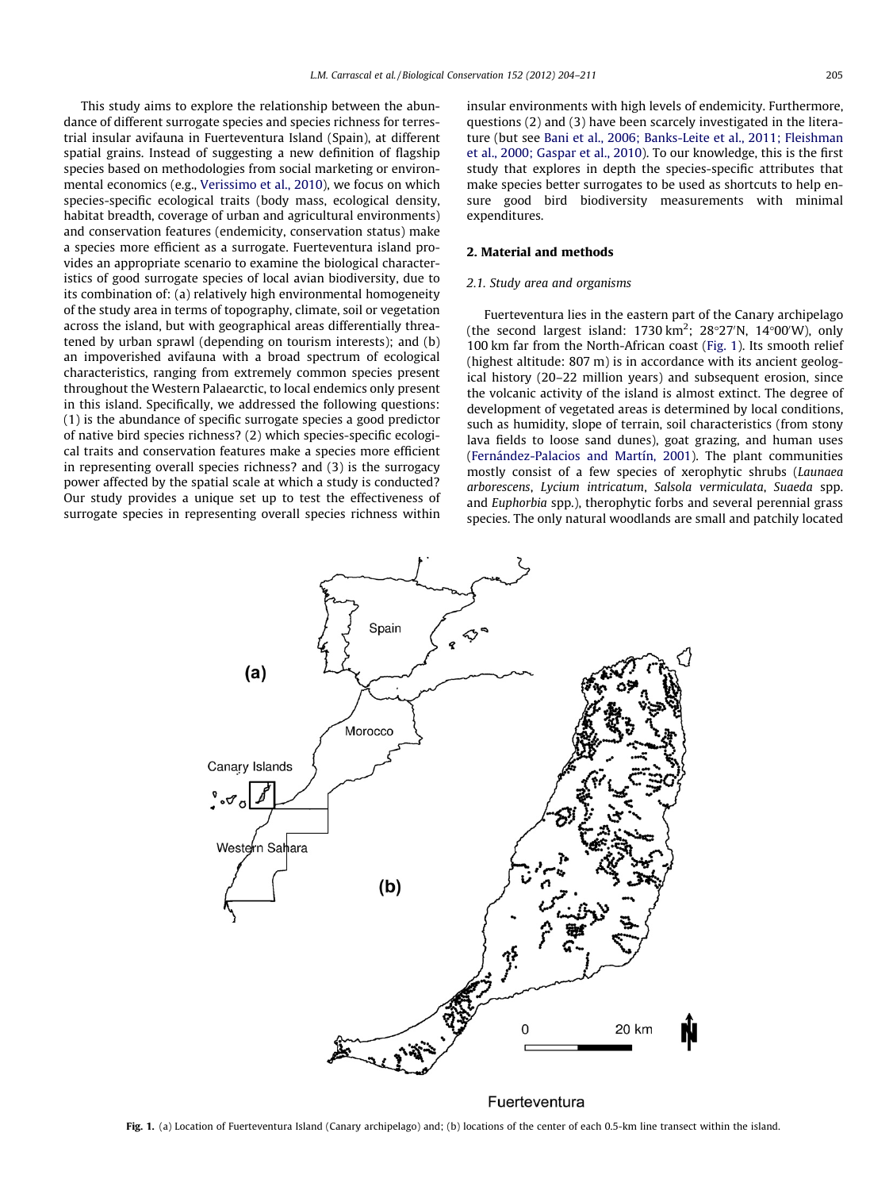This study aims to explore the relationship between the abundance of different surrogate species and species richness for terrestrial insular avifauna in Fuerteventura Island (Spain), at different spatial grains. Instead of suggesting a new definition of flagship species based on methodologies from social marketing or environmental economics (e.g., Verissimo et al., 2010), we focus on which species-specific ecological traits (body mass, ecological density, habitat breadth, coverage of urban and agricultural environments) and conservation features (endemicity, conservation status) make a species more efficient as a surrogate. Fuerteventura island provides an appropriate scenario to examine the biological characteristics of good surrogate species of local avian biodiversity, due to its combination of: (a) relatively high environmental homogeneity of the study area in terms of topography, climate, soil or vegetation across the island, but with geographical areas differentially threatened by urban sprawl (depending on tourism interests); and (b) an impoverished avifauna with a broad spectrum of ecological characteristics, ranging from extremely common species present throughout the Western Palaearctic, to local endemics only present in this island. Specifically, we addressed the following questions: (1) is the abundance of specific surrogate species a good predictor of native bird species richness? (2) which species-specific ecological traits and conservation features make a species more efficient in representing overall species richness? and (3) is the surrogacy power affected by the spatial scale at which a study is conducted? Our study provides a unique set up to test the effectiveness of surrogate species in representing overall species richness within insular environments with high levels of endemicity. Furthermore, questions (2) and (3) have been scarcely investigated in the literature (but see Bani et al., 2006; Banks-Leite et al., 2011; Fleishman et al., 2000; Gaspar et al., 2010). To our knowledge, this is the first study that explores in depth the species-specific attributes that make species better surrogates to be used as shortcuts to help ensure good bird biodiversity measurements with minimal expenditures.

## 2. Material and methods

### 2.1. Study area and organisms

Fuerteventura lies in the eastern part of the Canary archipelago (the second largest island: 1730 km$^2$; 28°27′N, 14°00′W), only 100 km far from the North-African coast (Fig. 1). Its smooth relief (highest altitude: 807 m) is in accordance with its ancient geological history (20–22 million years) and subsequent erosion, since the volcanic activity of the island is almost extinct. The degree of development of vegetated areas is determined by local conditions, such as humidity, slope of terrain, soil characteristics (from stony lava fields to loose sand dunes), goat grazing, and human uses (Fernández-Palacios and Martín, 2001). The plant communities mostly consist of a few species of xerophytic shrubs (*Launaea arborescens*, *Lycium intricatum*, *Salsola vermiculata*, *Suaeda* spp. and *Euphorbia* spp.), therophytic forbs and several perennial grass species. The only natural woodlands are small and patchily located

**Fig. 1.** (a) Location of Fuerteventura Island (Canary archipelago) and; (b) locations of the center of each 0.5-km line transect within the island.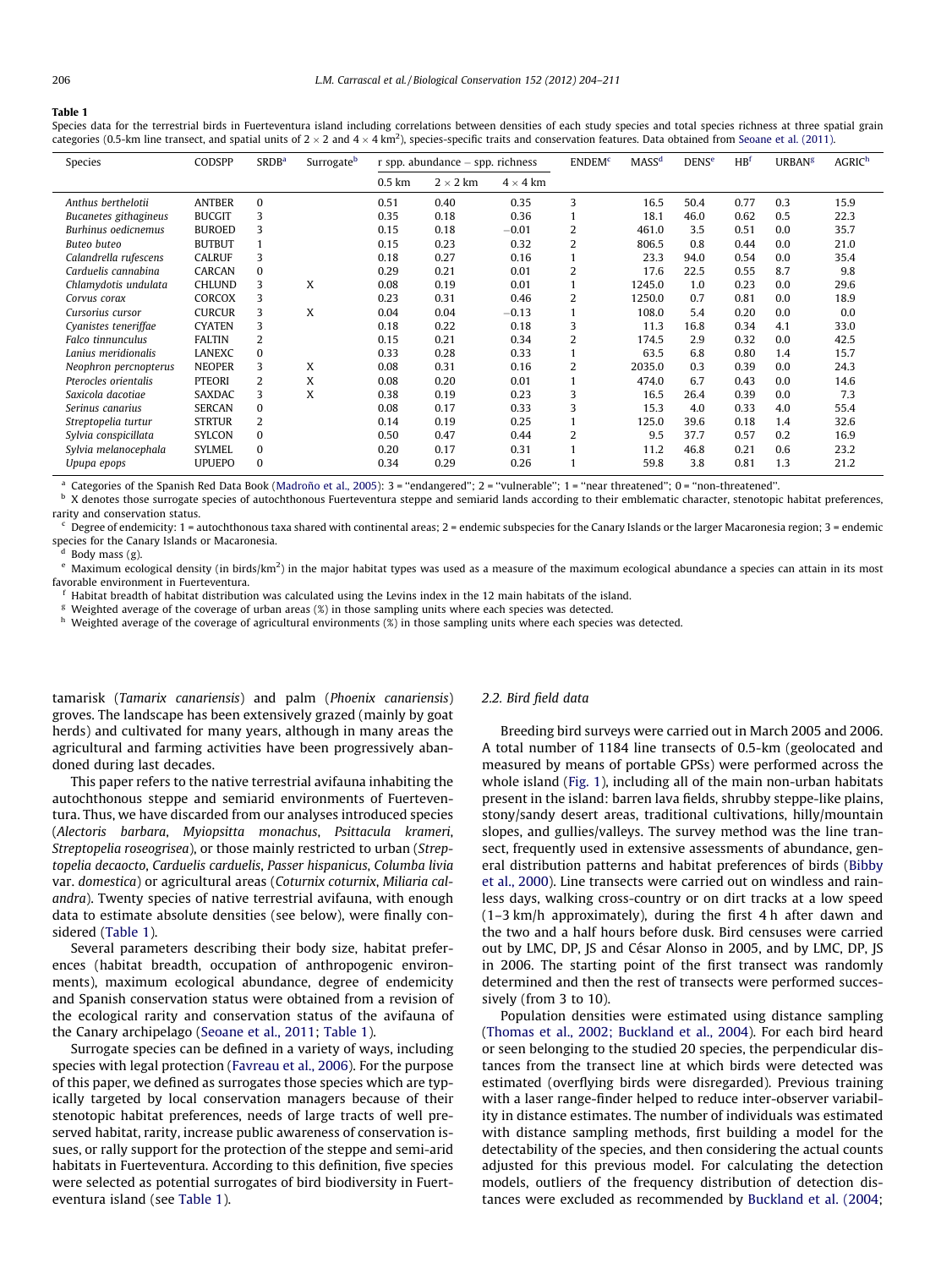**Table 1**

Species data for the terrestrial birds in Fuerteventura island including correlations between densities of each study species and total species richness at three spatial grain categories (0.5-km line transect, and spatial units of 2 × 2 and 4 × 4 km²), species-specific traits and conservation features. Data obtained from Seoane et al. (2011).

| Species | CODSPP | SRDB[a] | Surrogate[b] | r spp. abundance – spp. richness | | | ENDEM[c] | MASS[d] | DENS[e] | HB[f] | URBAN[g] | AGRIC[h] |
|---|---|---|---|---|---|---|---|---|---|---|---|---|
| | | | | 0.5 km | 2 × 2 km | 4 × 4 km | | | | | | |
| *Anthus berthelotii* | ANTBER | 0 | | 0.51 | 0.40 | 0.35 | 3 | 16.5 | 50.4 | 0.77 | 0.3 | 15.9 |
| *Bucanetes githagineus* | BUCGIT | 3 | | 0.35 | 0.18 | 0.36 | 1 | 18.1 | 46.0 | 0.62 | 0.5 | 22.3 |
| *Burhinus oedicnemus* | BUROED | 3 | | 0.15 | 0.18 | −0.01 | 2 | 461.0 | 3.5 | 0.51 | 0.0 | 35.7 |
| *Buteo buteo* | BUTBUT | 1 | | 0.15 | 0.23 | 0.32 | 2 | 806.5 | 0.8 | 0.44 | 0.0 | 21.0 |
| *Calandrella rufescens* | CALRUF | 3 | | 0.18 | 0.27 | 0.16 | 1 | 23.3 | 94.0 | 0.54 | 0.0 | 35.4 |
| *Carduelis cannabina* | CARCAN | 0 | | 0.29 | 0.21 | 0.01 | 2 | 17.6 | 22.5 | 0.55 | 8.7 | 9.8 |
| *Chlamydotis undulata* | CHLUND | 3 | X | 0.08 | 0.19 | 0.01 | 1 | 1245.0 | 1.0 | 0.23 | 0.0 | 29.6 |
| *Corvus corax* | CORCOX | 3 | | 0.23 | 0.31 | 0.46 | 2 | 1250.0 | 0.7 | 0.81 | 0.0 | 18.9 |
| *Cursorius cursor* | CURCUR | 3 | X | 0.04 | 0.04 | −0.13 | 1 | 108.0 | 5.4 | 0.20 | 0.0 | 0.0 |
| *Cyanistes teneriffae* | CYATEN | 3 | | 0.18 | 0.22 | 0.18 | 3 | 11.3 | 16.8 | 0.34 | 4.1 | 33.0 |
| *Falco tinnunculus* | FALTIN | 2 | | 0.15 | 0.21 | 0.34 | 2 | 174.5 | 2.9 | 0.32 | 0.0 | 42.5 |
| *Lanius meridionalis* | LANEXC | 0 | | 0.33 | 0.28 | 0.33 | 1 | 63.5 | 6.8 | 0.80 | 1.4 | 15.7 |
| *Neophron percnopterus* | NEOPER | 3 | X | 0.08 | 0.31 | 0.16 | 2 | 2035.0 | 0.3 | 0.39 | 0.0 | 24.3 |
| *Pterocles orientalis* | PTEORI | 2 | X | 0.08 | 0.20 | 0.01 | 1 | 474.0 | 6.7 | 0.43 | 0.0 | 14.6 |
| *Saxicola dacotiae* | SAXDAC | 3 | X | 0.38 | 0.19 | 0.23 | 3 | 16.5 | 26.4 | 0.39 | 0.0 | 7.3 |
| *Serinus canarius* | SERCAN | 0 | | 0.08 | 0.17 | 0.33 | 3 | 15.3 | 4.0 | 0.33 | 4.0 | 55.4 |
| *Streptopelia turtur* | STRTUR | 2 | | 0.14 | 0.19 | 0.25 | 1 | 125.0 | 39.6 | 0.18 | 1.4 | 32.6 |
| *Sylvia conspicillata* | SYLCON | 0 | | 0.50 | 0.47 | 0.44 | 2 | 9.5 | 37.7 | 0.57 | 0.2 | 16.9 |
| *Sylvia melanocephala* | SYLMEL | 0 | | 0.20 | 0.17 | 0.31 | 1 | 11.2 | 46.8 | 0.21 | 0.6 | 23.2 |
| *Upupa epops* | UPUEPO | 0 | | 0.34 | 0.29 | 0.26 | 1 | 59.8 | 3.8 | 0.81 | 1.3 | 21.2 |

[a] Categories of the Spanish Red Data Book (Madroño et al., 2005): 3 = "endangered"; 2 = "vulnerable"; 1 = "near threatened"; 0 = "non-threatened".
[b] X denotes those surrogate species of autochthonous Fuerteventura steppe and semiarid lands according to their emblematic character, stenotopic habitat preferences, rarity and conservation status.
[c] Degree of endemicity: 1 = autochthonous taxa shared with continental areas; 2 = endemic subspecies for the Canary Islands or the larger Macaronesia region; 3 = endemic species for the Canary Islands or Macaronesia.
[d] Body mass (g).
[e] Maximum ecological density (in birds/km²) in the major habitat types was used as a measure of the maximum ecological abundance a species can attain in its most favorable environment in Fuerteventura.
[f] Habitat breadth of habitat distribution was calculated using the Levins index in the 12 main habitats of the island.
[g] Weighted average of the coverage of urban areas (%) in those sampling units where each species was detected.
[h] Weighted average of the coverage of agricultural environments (%) in those sampling units where each species was detected.

tamarisk (*Tamarix canariensis*) and palm (*Phoenix canariensis*) groves. The landscape has been extensively grazed (mainly by goat herds) and cultivated for many years, although in many areas the agricultural and farming activities have been progressively abandoned during last decades.

This paper refers to the native terrestrial avifauna inhabiting the autochthonous steppe and semiarid environments of Fuerteventura. Thus, we have discarded from our analyses introduced species (*Alectoris barbara*, *Myiopsitta monachus*, *Psittacula krameri*, *Streptopelia roseogrisea*), or those mainly restricted to urban (*Streptopelia decaocto*, *Carduelis carduelis*, *Passer hispanicus*, *Columba livia* var. *domestica*) or agricultural areas (*Coturnix coturnix*, *Miliaria calandra*). Twenty species of native terrestrial avifauna, with enough data to estimate absolute densities (see below), were finally considered (Table 1).

Several parameters describing their body size, habitat preferences (habitat breadth, occupation of anthropogenic environments), maximum ecological abundance, degree of endemicity and Spanish conservation status were obtained from a revision of the ecological rarity and conservation status of the avifauna of the Canary archipelago (Seoane et al., 2011; Table 1).

Surrogate species can be defined in a variety of ways, including species with legal protection (Favreau et al., 2006). For the purpose of this paper, we defined as surrogates those species which are typically targeted by local conservation managers because of their stenotopic habitat preferences, needs of large tracts of well preserved habitat, rarity, increase public awareness of conservation issues, or rally support for the protection of the steppe and semi-arid habitats in Fuerteventura. According to this definition, five species were selected as potential surrogates of bird biodiversity in Fuerteventura island (see Table 1).

### 2.2. Bird field data

Breeding bird surveys were carried out in March 2005 and 2006. A total number of 1184 line transects of 0.5-km (geolocated and measured by means of portable GPSs) were performed across the whole island (Fig. 1), including all of the main non-urban habitats present in the island: barren lava fields, shrubby steppe-like plains, stony/sandy desert areas, traditional cultivations, hilly/mountain slopes, and gullies/valleys. The survey method was the line transect, frequently used in extensive assessments of abundance, general distribution patterns and habitat preferences of birds (Bibby et al., 2000). Line transects were carried out on windless and rainless days, walking cross-country or on dirt tracks at a low speed (1–3 km/h approximately), during the first 4 h after dawn and the two and a half hours before dusk. Bird censuses were carried out by LMC, DP, JS and César Alonso in 2005, and by LMC, DP, JS in 2006. The starting point of the first transect was randomly determined and then the rest of transects were performed successively (from 3 to 10).

Population densities were estimated using distance sampling (Thomas et al., 2002; Buckland et al., 2004). For each bird heard or seen belonging to the studied 20 species, the perpendicular distances from the transect line at which birds were detected was estimated (overflying birds were disregarded). Previous training with a laser range-finder helped to reduce inter-observer variability in distance estimates. The number of individuals was estimated with distance sampling methods, first building a model for the detectability of the species, and then considering the actual counts adjusted for this previous model. For calculating the detection models, outliers of the frequency distribution of detection distances were excluded as recommended by Buckland et al. (2004;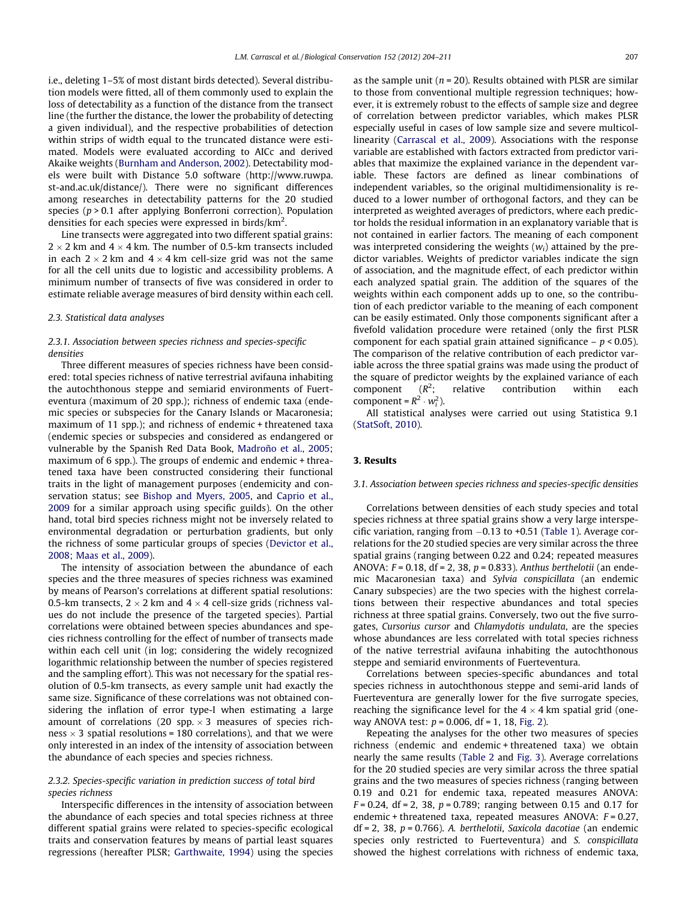i.e., deleting 1–5% of most distant birds detected). Several distribution models were fitted, all of them commonly used to explain the loss of detectability as a function of the distance from the transect line (the further the distance, the lower the probability of detecting a given individual), and the respective probabilities of detection within strips of width equal to the truncated distance were estimated. Models were evaluated according to AICc and derived Akaike weights (Burnham and Anderson, 2002). Detectability models were built with Distance 5.0 software (http://www.ruwpa.st-and.ac.uk/distance/). There were no significant differences among researches in detectability patterns for the 20 studied species ($p > 0.1$ after applying Bonferroni correction). Population densities for each species were expressed in birds/km$^2$.

Line transects were aggregated into two different spatial grains: $2 \times 2$ km and $4 \times 4$ km. The number of 0.5-km transects included in each $2 \times 2$ km and $4 \times 4$ km cell-size grid was not the same for all the cell units due to logistic and accessibility problems. A minimum number of transects of five was considered in order to estimate reliable average measures of bird density within each cell.

### 2.3. Statistical data analyses

#### 2.3.1. Association between species richness and species-specific densities

Three different measures of species richness have been considered: total species richness of native terrestrial avifauna inhabiting the autochthonous steppe and semiarid environments of Fuerteventura (maximum of 20 spp.); richness of endemic taxa (endemic species or subspecies for the Canary Islands or Macaronesia; maximum of 11 spp.); and richness of endemic + threatened taxa (endemic species or subspecies and considered as endangered or vulnerable by the Spanish Red Data Book, Madroño et al., 2005; maximum of 6 spp.). The groups of endemic and endemic + threatened taxa have been constructed considering their functional traits in the light of management purposes (endemicity and conservation status; see Bishop and Myers, 2005, and Caprio et al., 2009 for a similar approach using specific guilds). On the other hand, total bird species richness might not be inversely related to environmental degradation or perturbation gradients, but only the richness of some particular groups of species (Devictor et al., 2008; Maas et al., 2009).

The intensity of association between the abundance of each species and the three measures of species richness was examined by means of Pearson's correlations at different spatial resolutions: 0.5-km transects, $2 \times 2$ km and $4 \times 4$ cell-size grids (richness values do not include the presence of the targeted species). Partial correlations were obtained between species abundances and species richness controlling for the effect of number of transects made within each cell unit (in log; considering the widely recognized logarithmic relationship between the number of species registered and the sampling effort). This was not necessary for the spatial resolution of 0.5-km transects, as every sample unit had exactly the same size. Significance of these correlations was not obtained considering the inflation of error type-I when estimating a large amount of correlations (20 spp. $\times$ 3 measures of species richness $\times$ 3 spatial resolutions = 180 correlations), and that we were only interested in an index of the intensity of association between the abundance of each species and species richness.

#### 2.3.2. Species-specific variation in prediction success of total bird species richness

Interspecific differences in the intensity of association between the abundance of each species and total species richness at three different spatial grains were related to species-specific ecological traits and conservation features by means of partial least squares regressions (hereafter PLSR; Garthwaite, 1994) using the species as the sample unit ($n = 20$). Results obtained with PLSR are similar to those from conventional multiple regression techniques; however, it is extremely robust to the effects of sample size and degree of correlation between predictor variables, which makes PLSR especially useful in cases of low sample size and severe multicollinearity (Carrascal et al., 2009). Associations with the response variable are established with factors extracted from predictor variables that maximize the explained variance in the dependent variable. These factors are defined as linear combinations of independent variables, so the original multidimensionality is reduced to a lower number of orthogonal factors, and they can be interpreted as weighted averages of predictors, where each predictor holds the residual information in an explanatory variable that is not contained in earlier factors. The meaning of each component was interpreted considering the weights ($w_i$) attained by the predictor variables. Weights of predictor variables indicate the sign of association, and the magnitude effect, of each predictor within each analyzed spatial grain. The addition of the squares of the weights within each component adds up to one, so the contribution of each predictor variable to the meaning of each component can be easily estimated. Only those components significant after a fivefold validation procedure were retained (only the first PLSR component for each spatial grain attained significance – $p < 0.05$). The comparison of the relative contribution of each predictor variable across the three spatial grains was made using the product of the square of predictor weights by the explained variance of each component ($R^2$; relative contribution within each component = $R^2 \cdot w_i^2$).

All statistical analyses were carried out using Statistica 9.1 (StatSoft, 2010).

## 3. Results

### 3.1. Association between species richness and species-specific densities

Correlations between densities of each study species and total species richness at three spatial grains show a very large interspecific variation, ranging from −0.13 to +0.51 (Table 1). Average correlations for the 20 studied species are very similar across the three spatial grains (ranging between 0.22 and 0.24; repeated measures ANOVA: $F = 0.18$, df = 2, 38, $p = 0.833$). *Anthus berthelotii* (an endemic Macaronesian taxa) and *Sylvia conspicillata* (an endemic Canary subspecies) are the two species with the highest correlations between their respective abundances and total species richness at three spatial grains. Conversely, two out the five surrogates, *Cursorius cursor* and *Chlamydotis undulata*, are the species whose abundances are less correlated with total species richness of the native terrestrial avifauna inhabiting the autochthonous steppe and semiarid environments of Fuerteventura.

Correlations between species-specific abundances and total species richness in autochthonous steppe and semi-arid lands of Fuerteventura are generally lower for the five surrogate species, reaching the significance level for the $4 \times 4$ km spatial grid (one-way ANOVA test: $p = 0.006$, df = 1, 18, Fig. 2).

Repeating the analyses for the other two measures of species richness (endemic and endemic + threatened taxa) we obtain nearly the same results (Table 2 and Fig. 3). Average correlations for the 20 studied species are very similar across the three spatial grains and the two measures of species richness (ranging between 0.19 and 0.21 for endemic taxa, repeated measures ANOVA: $F = 0.24$, df = 2, 38, $p = 0.789$; ranging between 0.15 and 0.17 for endemic + threatened taxa, repeated measures ANOVA: $F = 0.27$, df = 2, 38, $p = 0.766$). *A. berthelotii*, *Saxicola dacotiae* (an endemic species only restricted to Fuerteventura) and *S. conspicillata* showed the highest correlations with richness of endemic taxa,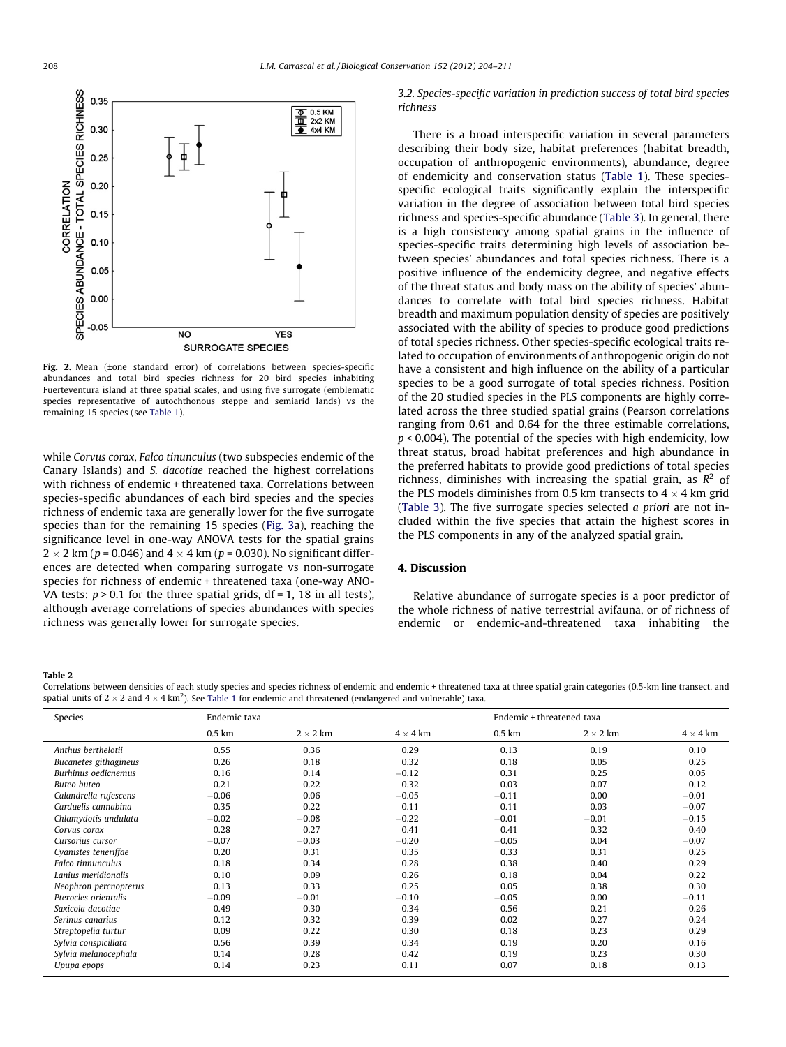Fig. 2. Mean (±one standard error) of correlations between species-specific abundances and total bird species richness for 20 bird species inhabiting Fuerteventura island at three spatial scales, and using five surrogate (emblematic species representative of autochthonous steppe and semiarid lands) vs the remaining 15 species (see Table 1).

while *Corvus corax*, *Falco tinunculus* (two subspecies endemic of the Canary Islands) and *S. dacotiae* reached the highest correlations with richness of endemic + threatened taxa. Correlations between species-specific abundances of each bird species and the species richness of endemic taxa are generally lower for the five surrogate species than for the remaining 15 species (Fig. 3a), reaching the significance level in one-way ANOVA tests for the spatial grains $2 \times 2$ km ($p = 0.046$) and $4 \times 4$ km ($p = 0.030$). No significant differences are detected when comparing surrogate vs non-surrogate species for richness of endemic + threatened taxa (one-way ANOVA tests: $p > 0.1$ for the three spatial grids, df = 1, 18 in all tests), although average correlations of species abundances with species richness was generally lower for surrogate species.

### 3.2. Species-specific variation in prediction success of total bird species richness

There is a broad interspecific variation in several parameters describing their body size, habitat preferences (habitat breadth, occupation of anthropogenic environments), abundance, degree of endemicity and conservation status (Table 1). These species-specific ecological traits significantly explain the interspecific variation in the degree of association between total bird species richness and species-specific abundance (Table 3). In general, there is a high consistency among spatial grains in the influence of species-specific traits determining high levels of association between species' abundances and total species richness. There is a positive influence of the endemicity degree, and negative effects of the threat status and body mass on the ability of species' abundances to correlate with total bird species richness. Habitat breadth and maximum population density of species are positively associated with the ability of species to produce good predictions of total species richness. Other species-specific ecological traits related to occupation of environments of anthropogenic origin do not have a consistent and high influence on the ability of a particular species to be a good surrogate of total species richness. Position of the 20 studied species in the PLS components are highly correlated across the three studied spatial grains (Pearson correlations ranging from 0.61 and 0.64 for the three estimable correlations, $p < 0.004$). The potential of the species with high endemicity, low threat status, broad habitat preferences and high abundance in the preferred habitats to provide good predictions of total species richness, diminishes with increasing the spatial grain, as $R^2$ of the PLS models diminishes from 0.5 km transects to $4 \times 4$ km grid (Table 3). The five surrogate species selected *a priori* are not included within the five species that attain the highest scores in the PLS components in any of the analyzed spatial grain.

## 4. Discussion

Relative abundance of surrogate species is a poor predictor of the whole richness of native terrestrial avifauna, or of richness of endemic or endemic-and-threatened taxa inhabiting the

**Table 2**
Correlations between densities of each study species and species richness of endemic and endemic + threatened taxa at three spatial grain categories (0.5-km line transect, and spatial units of $2 \times 2$ and $4 \times 4$ km$^2$). See Table 1 for endemic and threatened (endangered and vulnerable) taxa.

| Species | Endemic taxa | | | Endemic + threatened taxa | | |
|---|---|---|---|---|---|---|
| | 0.5 km | 2 × 2 km | 4 × 4 km | 0.5 km | 2 × 2 km | 4 × 4 km |
| *Anthus berthelotii* | 0.55 | 0.36 | 0.29 | 0.13 | 0.19 | 0.10 |
| *Bucanetes githagineus* | 0.26 | 0.18 | 0.32 | 0.18 | 0.05 | 0.25 |
| *Burhinus oedicnemus* | 0.16 | 0.14 | −0.12 | 0.31 | 0.25 | 0.05 |
| *Buteo buteo* | 0.21 | 0.22 | 0.32 | 0.03 | 0.07 | 0.12 |
| *Calandrella rufescens* | −0.06 | 0.06 | −0.05 | −0.11 | 0.00 | −0.01 |
| *Carduelis cannabina* | 0.35 | 0.22 | 0.11 | 0.11 | 0.03 | −0.07 |
| *Chlamydotis undulata* | −0.02 | −0.08 | −0.22 | −0.01 | −0.01 | −0.15 |
| *Corvus corax* | 0.28 | 0.27 | 0.41 | 0.41 | 0.32 | 0.40 |
| *Cursorius cursor* | −0.07 | −0.03 | −0.20 | −0.05 | 0.04 | −0.07 |
| *Cyanistes teneriffae* | 0.20 | 0.31 | 0.35 | 0.33 | 0.31 | 0.25 |
| *Falco tinnunculus* | 0.18 | 0.34 | 0.28 | 0.38 | 0.40 | 0.29 |
| *Lanius meridionalis* | 0.10 | 0.09 | 0.26 | 0.18 | 0.04 | 0.22 |
| *Neophron percnopterus* | 0.13 | 0.33 | 0.25 | 0.05 | 0.38 | 0.30 |
| *Pterocles orientalis* | −0.09 | −0.01 | −0.10 | −0.05 | 0.00 | −0.11 |
| *Saxicola dacotiae* | 0.49 | 0.30 | 0.34 | 0.56 | 0.21 | 0.26 |
| *Serinus canarius* | 0.12 | 0.32 | 0.39 | 0.02 | 0.27 | 0.24 |
| *Streptopelia turtur* | 0.09 | 0.22 | 0.30 | 0.18 | 0.23 | 0.29 |
| *Sylvia conspicillata* | 0.56 | 0.39 | 0.34 | 0.19 | 0.20 | 0.16 |
| *Sylvia melanocephala* | 0.14 | 0.28 | 0.42 | 0.19 | 0.23 | 0.30 |
| *Upupa epops* | 0.14 | 0.23 | 0.11 | 0.07 | 0.18 | 0.13 |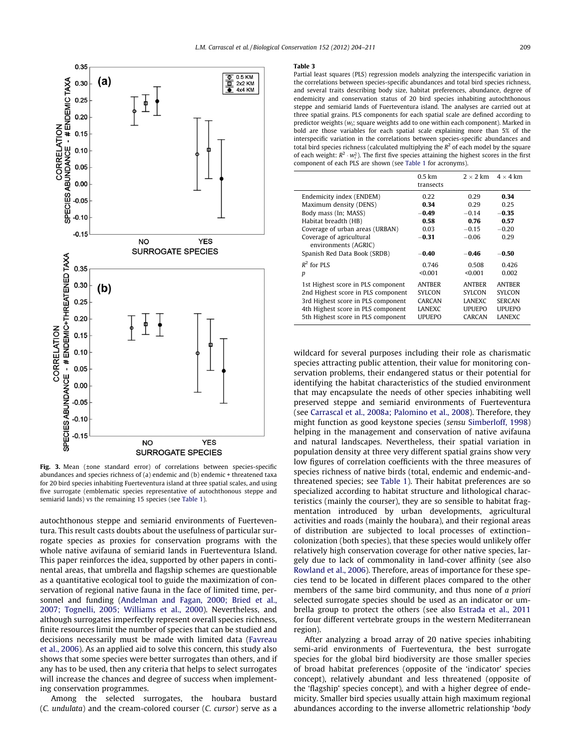Fig. 3. Mean (±one standard error) of correlations between species-specific abundances and species richness of (a) endemic and (b) endemic + threatened taxa for 20 bird species inhabiting Fuerteventura island at three spatial scales, and using five surrogate (emblematic species representative of autochthonous steppe and semiarid lands) vs the remaining 15 species (see Table 1).

autochthonous steppe and semiarid environments of Fuerteventura. This result casts doubts about the usefulness of particular surrogate species as proxies for conservation programs with the whole native avifauna of semiarid lands in Fuerteventura Island. This paper reinforces the idea, supported by other papers in continental areas, that umbrella and flagship schemes are questionable as a quantitative ecological tool to guide the maximization of conservation of regional native fauna in the face of limited time, personnel and funding (Andelman and Fagan, 2000; Bried et al., 2007; Tognelli, 2005; Williams et al., 2000). Nevertheless, and although surrogates imperfectly represent overall species richness, finite resources limit the number of species that can be studied and decisions necessarily must be made with limited data (Favreau et al., 2006). As an applied aid to solve this concern, this study also shows that some species were better surrogates than others, and if any has to be used, then any criteria that helps to select surrogates will increase the chances and degree of success when implementing conservation programmes.

Among the selected surrogates, the houbara bustard (*C. undulata*) and the cream-colored courser (*C. cursor*) serve as a wildcard for several purposes including their role as charismatic species attracting public attention, their value for monitoring conservation problems, their endangered status or their potential for identifying the habitat characteristics of the studied environment that may encapsulate the needs of other species inhabiting well preserved steppe and semiarid environments of Fuerteventura (see Carrascal et al., 2008a; Palomino et al., 2008). Therefore, they might function as good keystone species (*sensu* Simberloff, 1998) helping in the management and conservation of native avifauna and natural landscapes. Nevertheless, their spatial variation in population density at three very different spatial grains show very low figures of correlation coefficients with the three measures of species richness of native birds (total, endemic and endemic-and-threatened species; see Table 1). Their habitat preferences are so specialized according to habitat structure and lithological characteristics (mainly the courser), they are so sensible to habitat fragmentation introduced by urban developments, agricultural activities and roads (mainly the houbara), and their regional areas of distribution are subjected to local processes of extinction–colonization (both species), that these species would unlikely offer relatively high conservation coverage for other native species, largely due to lack of commonality in land-cover affinity (see also Rowland et al., 2006). Therefore, areas of importance for these species tend to be located in different places compared to the other members of the same bird community, and thus none of *a priori* selected surrogate species should be used as an indicator or umbrella group to protect the others (see also Estrada et al., 2011 for four different vertebrate groups in the western Mediterranean region).

After analyzing a broad array of 20 native species inhabiting semi-arid environments of Fuerteventura, the best surrogate species for the global bird biodiversity are those smaller species of broad habitat preferences (opposite of the 'indicator' species concept), relatively abundant and less threatened (opposite of the 'flagship' species concept), and with a higher degree of endemicity. Smaller bird species usually attain high maximum regional abundances according to the inverse allometric relationship 'body

**Table 3**
Partial least squares (PLS) regression models analyzing the interspecific variation in the correlations between species-specific abundances and total bird species richness, and several traits describing body size, habitat preferences, abundance, degree of endemicity and conservation status of 20 bird species inhabiting autochthonous steppe and semiarid lands of Fuerteventura island. The analyses are carried out at three spatial grains. PLS components for each spatial scale are defined according to predictor weights ($w_i$; square weights add to one within each component). Marked in bold are those variables for each spatial scale explaining more than 5% of the interspecific variation in the correlations between species-specific abundances and total bird species richness (calculated multiplying the $R^2$ of each model by the square of each weight: $R^2 \cdot w_i^2$). The first five species attaining the highest scores in the first component of each PLS are shown (see Table 1 for acronyms).

| | 0.5 km transects | 2 × 2 km | 4 × 4 km |
|---|---|---|---|
| Endemicity index (ENDEM) | 0.22 | 0.29 | **0.34** |
| Maximum density (DENS) | **0.34** | 0.29 | 0.25 |
| Body mass (ln; MASS) | **−0.49** | −0.14 | **−0.35** |
| Habitat breadth (HB) | **0.58** | **0.76** | **0.57** |
| Coverage of urban areas (URBAN) | 0.03 | −0.15 | −0.20 |
| Coverage of agricultural environments (AGRIC) | **−0.31** | −0.06 | 0.29 |
| Spanish Red Data Book (SRDB) | **−0.40** | **−0.46** | **−0.50** |
| $R^2$ for PLS | 0.746 | 0.508 | 0.426 |
| *p* | <0.001 | <0.001 | 0.002 |
| 1st Highest score in PLS component | ANTBER | ANTBER | ANTBER |
| 2nd Highest score in PLS component | SYLCON | SYLCON | SYLCON |
| 3rd Highest score in PLS component | CARCAN | LANEXC | SERCAN |
| 4th Highest score in PLS component | LANEXC | UPUEPO | UPUEPO |
| 5th Highest score in PLS component | UPUEPO | CARCAN | LANEXC |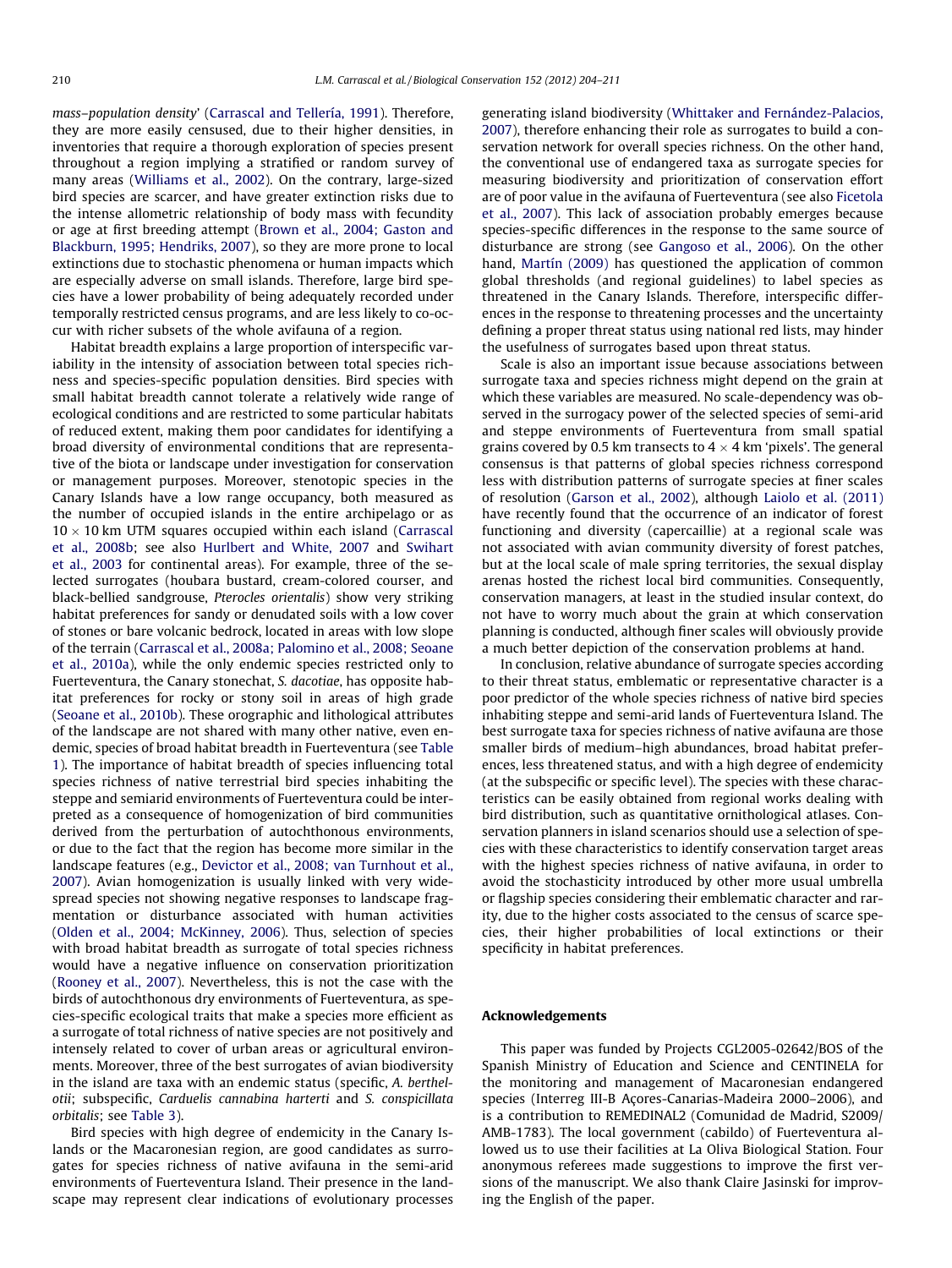mass–population density' (Carrascal and Tellería, 1991). Therefore, they are more easily censused, due to their higher densities, in inventories that require a thorough exploration of species present throughout a region implying a stratified or random survey of many areas (Williams et al., 2002). On the contrary, large-sized bird species are scarcer, and have greater extinction risks due to the intense allometric relationship of body mass with fecundity or age at first breeding attempt (Brown et al., 2004; Gaston and Blackburn, 1995; Hendriks, 2007), so they are more prone to local extinctions due to stochastic phenomena or human impacts which are especially adverse on small islands. Therefore, large bird species have a lower probability of being adequately recorded under temporally restricted census programs, and are less likely to co-occur with richer subsets of the whole avifauna of a region.

Habitat breadth explains a large proportion of interspecific variability in the intensity of association between total species richness and species-specific population densities. Bird species with small habitat breadth cannot tolerate a relatively wide range of ecological conditions and are restricted to some particular habitats of reduced extent, making them poor candidates for identifying a broad diversity of environmental conditions that are representative of the biota or landscape under investigation for conservation or management purposes. Moreover, stenotopic species in the Canary Islands have a low range occupancy, both measured as the number of occupied islands in the entire archipelago or as $10 \times 10$ km UTM squares occupied within each island (Carrascal et al., 2008b; see also Hurlbert and White, 2007 and Swihart et al., 2003 for continental areas). For example, three of the selected surrogates (houbara bustard, cream-colored courser, and black-bellied sandgrouse, *Pterocles orientalis*) show very striking habitat preferences for sandy or denudated soils with a low cover of stones or bare volcanic bedrock, located in areas with low slope of the terrain (Carrascal et al., 2008a; Palomino et al., 2008; Seoane et al., 2010a), while the only endemic species restricted only to Fuerteventura, the Canary stonechat, *S. dacotiae*, has opposite habitat preferences for rocky or stony soil in areas of high grade (Seoane et al., 2010b). These orographic and lithological attributes of the landscape are not shared with many other native, even endemic, species of broad habitat breadth in Fuerteventura (see Table 1). The importance of habitat breadth of species influencing total species richness of native terrestrial bird species inhabiting the steppe and semiarid environments of Fuerteventura could be interpreted as a consequence of homogenization of bird communities derived from the perturbation of autochthonous environments, or due to the fact that the region has become more similar in the landscape features (e.g., Devictor et al., 2008; van Turnhout et al., 2007). Avian homogenization is usually linked with very widespread species not showing negative responses to landscape fragmentation or disturbance associated with human activities (Olden et al., 2004; McKinney, 2006). Thus, selection of species with broad habitat breadth as surrogate of total species richness would have a negative influence on conservation prioritization (Rooney et al., 2007). Nevertheless, this is not the case with the birds of autochthonous dry environments of Fuerteventura, as species-specific ecological traits that make a species more efficient as a surrogate of total richness of native species are not positively and intensely related to cover of urban areas or agricultural environments. Moreover, three of the best surrogates of avian biodiversity in the island are taxa with an endemic status (specific, *A. berthelotii*; subspecific, *Carduelis cannabina harterti* and *S. conspicillata orbitalis*; see Table 3).

Bird species with high degree of endemicity in the Canary Islands or the Macaronesian region, are good candidates as surrogates for species richness of native avifauna in the semi-arid environments of Fuerteventura Island. Their presence in the landscape may represent clear indications of evolutionary processes generating island biodiversity (Whittaker and Fernández-Palacios, 2007), therefore enhancing their role as surrogates to build a conservation network for overall species richness. On the other hand, the conventional use of endangered taxa as surrogate species for measuring biodiversity and prioritization of conservation effort are of poor value in the avifauna of Fuerteventura (see also Ficetola et al., 2007). This lack of association probably emerges because species-specific differences in the response to the same source of disturbance are strong (see Gangoso et al., 2006). On the other hand, Martín (2009) has questioned the application of common global thresholds (and regional guidelines) to label species as threatened in the Canary Islands. Therefore, interspecific differences in the response to threatening processes and the uncertainty defining a proper threat status using national red lists, may hinder the usefulness of surrogates based upon threat status.

Scale is also an important issue because associations between surrogate taxa and species richness might depend on the grain at which these variables are measured. No scale-dependency was observed in the surrogacy power of the selected species of semi-arid and steppe environments of Fuerteventura from small spatial grains covered by 0.5 km transects to $4 \times 4$ km 'pixels'. The general consensus is that patterns of global species richness correspond less with distribution patterns of surrogate species at finer scales of resolution (Garson et al., 2002), although Laiolo et al. (2011) have recently found that the occurrence of an indicator of forest functioning and diversity (capercaillie) at a regional scale was not associated with avian community diversity of forest patches, but at the local scale of male spring territories, the sexual display arenas hosted the richest local bird communities. Consequently, conservation managers, at least in the studied insular context, do not have to worry much about the grain at which conservation planning is conducted, although finer scales will obviously provide a much better depiction of the conservation problems at hand.

In conclusion, relative abundance of surrogate species according to their threat status, emblematic or representative character is a poor predictor of the whole species richness of native bird species inhabiting steppe and semi-arid lands of Fuerteventura Island. The best surrogate taxa for species richness of native avifauna are those smaller birds of medium–high abundances, broad habitat preferences, less threatened status, and with a high degree of endemicity (at the subspecific or specific level). The species with these characteristics can be easily obtained from regional works dealing with bird distribution, such as quantitative ornithological atlases. Conservation planners in island scenarios should use a selection of species with these characteristics to identify conservation target areas with the highest species richness of native avifauna, in order to avoid the stochasticity introduced by other more usual umbrella or flagship species considering their emblematic character and rarity, due to the higher costs associated to the census of scarce species, their higher probabilities of local extinctions or their specificity in habitat preferences.

## Acknowledgements

This paper was funded by Projects CGL2005-02642/BOS of the Spanish Ministry of Education and Science and CENTINELA for the monitoring and management of Macaronesian endangered species (Interreg III-B Açores-Canarias-Madeira 2000–2006), and is a contribution to REMEDINAL2 (Comunidad de Madrid, S2009/AMB-1783). The local government (cabildo) of Fuerteventura allowed us to use their facilities at La Oliva Biological Station. Four anonymous referees made suggestions to improve the first versions of the manuscript. We also thank Claire Jasinski for improving the English of the paper.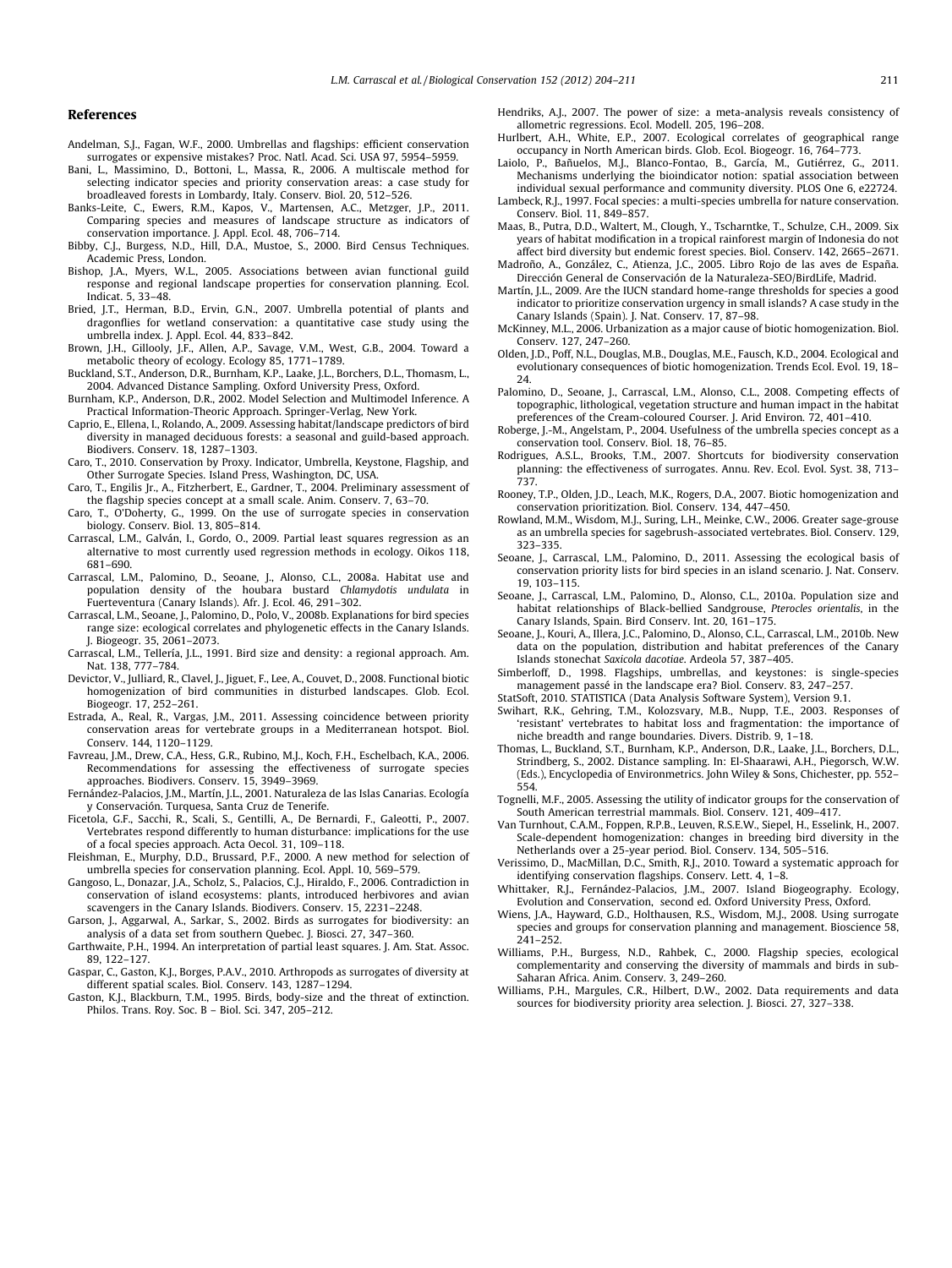## References

Andelman, S.J., Fagan, W.F., 2000. Umbrellas and flagships: efficient conservation surrogates or expensive mistakes? Proc. Natl. Acad. Sci. USA 97, 5954–5959.

Bani, L., Massimino, D., Bottoni, L., Massa, R., 2006. A multiscale method for selecting indicator species and priority conservation areas: a case study for broadleaved forests in Lombardy, Italy. Conserv. Biol. 20, 512–526.

Banks-Leite, C., Ewers, R.M., Kapos, V., Martensen, A.C., Metzger, J.P., 2011. Comparing species and measures of landscape structure as indicators of conservation importance. J. Appl. Ecol. 48, 706–714.

Bibby, C.J., Burgess, N.D., Hill, D.A., Mustoe, S., 2000. Bird Census Techniques. Academic Press, London.

Bishop, J.A., Myers, W.L., 2005. Associations between avian functional guild response and regional landscape properties for conservation planning. Ecol. Indicat. 5, 33–48.

Bried, J.T., Herman, B.D., Ervin, G.N., 2007. Umbrella potential of plants and dragonflies for wetland conservation: a quantitative case study using the umbrella index. J. Appl. Ecol. 44, 833–842.

Brown, J.H., Gillooly, J.F., Allen, A.P., Savage, V.M., West, G.B., 2004. Toward a metabolic theory of ecology. Ecology 85, 1771–1789.

Buckland, S.T., Anderson, D.R., Burnham, K.P., Laake, J.L., Borchers, D.L., Thomasm, L., 2004. Advanced Distance Sampling. Oxford University Press, Oxford.

Burnham, K.P., Anderson, D.R., 2002. Model Selection and Multimodel Inference. A Practical Information-Theoric Approach. Springer-Verlag, New York.

Caprio, E., Ellena, I., Rolando, A., 2009. Assessing habitat/landscape predictors of bird diversity in managed deciduous forests: a seasonal and guild-based approach. Biodivers. Conserv. 18, 1287–1303.

Caro, T., 2010. Conservation by Proxy. Indicator, Umbrella, Keystone, Flagship, and Other Surrogate Species. Island Press, Washington, DC, USA.

Caro, T., Engilis Jr., A., Fitzherbert, E., Gardner, T., 2004. Preliminary assessment of the flagship species concept at a small scale. Anim. Conserv. 7, 63–70.

Caro, T., O'Doherty, G., 1999. On the use of surrogate species in conservation biology. Conserv. Biol. 13, 805–814.

Carrascal, L.M., Galván, I., Gordo, O., 2009. Partial least squares regression as an alternative to most currently used regression methods in ecology. Oikos 118, 681–690.

Carrascal, L.M., Palomino, D., Seoane, J., Alonso, C.L., 2008a. Habitat use and population density of the houbara bustard *Chlamydotis undulata* in Fuerteventura (Canary Islands). Afr. J. Ecol. 46, 291–302.

Carrascal, L.M., Seoane, J., Palomino, D., Polo, V., 2008b. Explanations for bird species range size: ecological correlates and phylogenetic effects in the Canary Islands. J. Biogeogr. 35, 2061–2073.

Carrascal, L.M., Tellería, J.L., 1991. Bird size and density: a regional approach. Am. Nat. 138, 777–784.

Devictor, V., Julliard, R., Clavel, J., Jiguet, F., Lee, A., Couvet, D., 2008. Functional biotic homogenization of bird communities in disturbed landscapes. Glob. Ecol. Biogeogr. 17, 252–261.

Estrada, A., Real, R., Vargas, J.M., 2011. Assessing coincidence between priority conservation areas for vertebrate groups in a Mediterranean hotspot. Biol. Conserv. 144, 1120–1129.

Favreau, J.M., Drew, C.A., Hess, G.R., Rubino, M.J., Koch, F.H., Eschelbach, K.A., 2006. Recommendations for assessing the effectiveness of surrogate species approaches. Biodivers. Conserv. 15, 3949–3969.

Fernández-Palacios, J.M., Martín, J.L., 2001. Naturaleza de las Islas Canarias. Ecología y Conservación. Turquesa, Santa Cruz de Tenerife.

Ficetola, G.F., Sacchi, R., Scali, S., Gentilli, A., De Bernardi, F., Galeotti, P., 2007. Vertebrates respond differently to human disturbance: implications for the use of a focal species approach. Acta Oecol. 31, 109–118.

Fleishman, E., Murphy, D.D., Brussard, P.F., 2000. A new method for selection of umbrella species for conservation planning. Ecol. Appl. 10, 569–579.

Gangoso, L., Donazar, J.A., Scholz, S., Palacios, C.J., Hiraldo, F., 2006. Contradiction in conservation of island ecosystems: plants, introduced herbivores and avian scavengers in the Canary Islands. Biodivers. Conserv. 15, 2231–2248.

Garson, J., Aggarwal, A., Sarkar, S., 2002. Birds as surrogates for biodiversity: an analysis of a data set from southern Quebec. J. Biosci. 27, 347–360.

Garthwaite, P.H., 1994. An interpretation of partial least squares. J. Am. Stat. Assoc. 89, 122–127.

Gaspar, C., Gaston, K.J., Borges, P.A.V., 2010. Arthropods as surrogates of diversity at different spatial scales. Biol. Conserv. 143, 1287–1294.

Gaston, K.J., Blackburn, T.M., 1995. Birds, body-size and the threat of extinction. Philos. Trans. Roy. Soc. B – Biol. Sci. 347, 205–212.

Hendriks, A.J., 2007. The power of size: a meta-analysis reveals consistency of allometric regressions. Ecol. Modell. 205, 196–208.

Hurlbert, A.H., White, E.P., 2007. Ecological correlates of geographical range occupancy in North American birds. Glob. Ecol. Biogeogr. 16, 764–773.

Laiolo, P., Bañuelos, M.J., Blanco-Fontao, B., García, M., Gutiérrez, G., 2011. Mechanisms underlying the bioindicator notion: spatial association between individual sexual performance and community diversity. PLOS One 6, e22724.

Lambeck, R.J., 1997. Focal species: a multi-species umbrella for nature conservation. Conserv. Biol. 11, 849–857.

Maas, B., Putra, D.D., Waltert, M., Clough, Y., Tscharntke, T., Schulze, C.H., 2009. Six years of habitat modification in a tropical rainforest margin of Indonesia do not affect bird diversity but endemic forest species. Biol. Conserv. 142, 2665–2671.

Madroño, A., González, C., Atienza, J.C., 2005. Libro Rojo de las aves de España. Dirección General de Conservación de la Naturaleza-SEO/BirdLife, Madrid.

Martín, J.L., 2009. Are the IUCN standard home-range thresholds for species a good indicator to prioritize conservation urgency in small islands? A case study in the Canary Islands (Spain). J. Nat. Conserv. 17, 87–98.

McKinney, M.L., 2006. Urbanization as a major cause of biotic homogenization. Biol. Conserv. 127, 247–260.

Olden, J.D., Poff, N.L., Douglas, M.B., Douglas, M.E., Fausch, K.D., 2004. Ecological and evolutionary consequences of biotic homogenization. Trends Ecol. Evol. 19, 18–24.

Palomino, D., Seoane, J., Carrascal, L.M., Alonso, C.L., 2008. Competing effects of topographic, lithological, vegetation structure and human impact in the habitat preferences of the Cream-coloured Courser. J. Arid Environ. 72, 401–410.

Roberge, J.-M., Angelstam, P., 2004. Usefulness of the umbrella species concept as a conservation tool. Conserv. Biol. 18, 76–85.

Rodrigues, A.S.L., Brooks, T.M., 2007. Shortcuts for biodiversity conservation planning: the effectiveness of surrogates. Annu. Rev. Ecol. Evol. Syst. 38, 713–737.

Rooney, T.P., Olden, J.D., Leach, M.K., Rogers, D.A., 2007. Biotic homogenization and conservation prioritization. Biol. Conserv. 134, 447–450.

Rowland, M.M., Wisdom, M.J., Suring, L.H., Meinke, C.W., 2006. Greater sage-grouse as an umbrella species for sagebrush-associated vertebrates. Biol. Conserv. 129, 323–335.

Seoane, J., Carrascal, L.M., Palomino, D., 2011. Assessing the ecological basis of conservation priority lists for bird species in an island scenario. J. Nat. Conserv. 19, 103–115.

Seoane, J., Carrascal, L.M., Palomino, D., Alonso, C.L., 2010a. Population size and habitat relationships of Black-bellied Sandgrouse, *Pterocles orientalis*, in the Canary Islands, Spain. Bird Conserv. Int. 20, 161–175.

Seoane, J., Kouri, A., Illera, J.C., Palomino, D., Alonso, C.L., Carrascal, L.M., 2010b. New data on the population, distribution and habitat preferences of the Canary Islands stonechat *Saxicola dacotiae*. Ardeola 57, 387–405.

Simberloff, D., 1998. Flagships, umbrellas, and keystones: is single-species management passé in the landscape era? Biol. Conserv. 83, 247–257.

StatSoft, 2010. STATISTICA (Data Analysis Software System), Version 9.1.

Swihart, R.K., Gehring, T.M., Kolozsvary, M.B., Nupp, T.E., 2003. Responses of 'resistant' vertebrates to habitat loss and fragmentation: the importance of niche breadth and range boundaries. Divers. Distrib. 9, 1–18.

Thomas, L., Buckland, S.T., Burnham, K.P., Anderson, D.R., Laake, J.L., Borchers, D.L., Strindberg, S., 2002. Distance sampling. In: El-Shaarawi, A.H., Piegorsch, W.W. (Eds.), Encyclopedia of Environmetrics. John Wiley & Sons, Chichester, pp. 552–554.

Tognelli, M.F., 2005. Assessing the utility of indicator groups for the conservation of South American terrestrial mammals. Biol. Conserv. 121, 409–417.

Van Turnhout, C.A.M., Foppen, R.P.B., Leuven, R.S.E.W., Siepel, H., Esselink, H., 2007. Scale-dependent homogenization: changes in breeding bird diversity in the Netherlands over a 25-year period. Biol. Conserv. 134, 505–516.

Verissimo, D., MacMillan, D.C., Smith, R.J., 2010. Toward a systematic approach for identifying conservation flagships. Conserv. Lett. 4, 1–8.

Whittaker, R.J., Fernández-Palacios, J.M., 2007. Island Biogeography. Ecology, Evolution and Conservation, second ed. Oxford University Press, Oxford.

Wiens, J.A., Hayward, G.D., Holthausen, R.S., Wisdom, M.J., 2008. Using surrogate species and groups for conservation planning and management. Bioscience 58, 241–252.

Williams, P.H., Burgess, N.D., Rahbek, C., 2000. Flagship species, ecological complementarity and conserving the diversity of mammals and birds in sub-Saharan Africa. Anim. Conserv. 3, 249–260.

Williams, P.H., Margules, C.R., Hilbert, D.W., 2002. Data requirements and data sources for biodiversity priority area selection. J. Biosci. 27, 327–338.